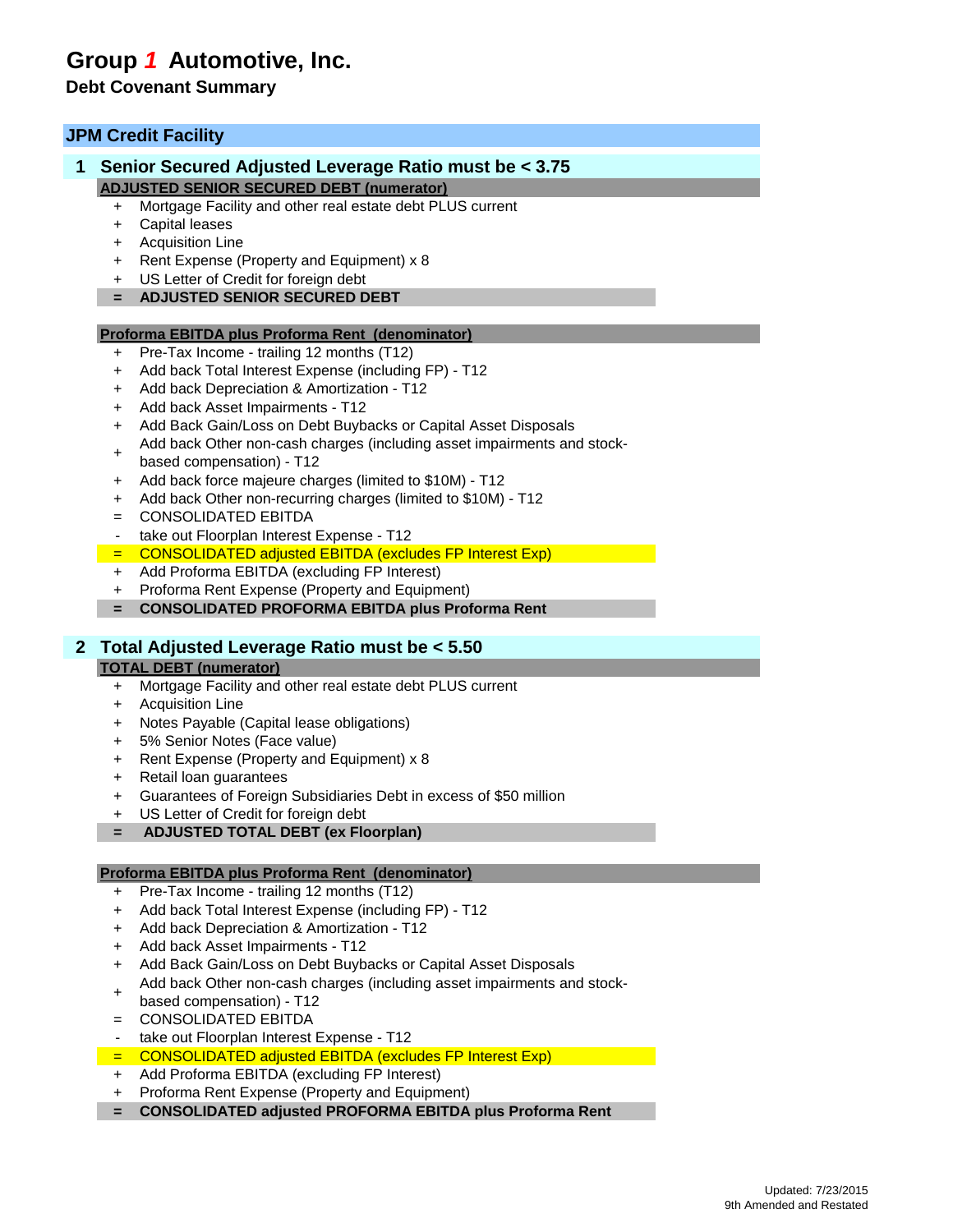# Group 1 Automotive, Inc.

## Debt Covenant Summary

### JPM Credit Facility

#### 1 Senior Secured Adjusted Leverage Ratio must be < 3.75

**ADJUSTED SENIOR SECURED DEBT (numerator)**

- \+ Mortgage Facility and other real estate debt PLUS current
- \+ Capital leases
- \+ Acquisition Line
- \+ Rent Expense (Property and Equipment) x 8
- \+ US Letter of Credit for foreign debt
- **= ADJUSTED SENIOR SECURED DEBT**

**Proforma EBITDA plus Proforma Rent (denominator)**

- \+ Pre-Tax Income - trailing 12 months (T12)
- \+ Add back Total Interest Expense (including FP) - T12
- \+ Add back Depreciation & Amortization - T12
- \+ Add back Asset Impairments - T12
- \+ Add Back Gain/Loss on Debt Buybacks or Capital Asset Disposals
- \+ Add back Other non-cash charges (including asset impairments and stock-based compensation) - T12
- \+ Add back force majeure charges (limited to $10M) - T12
- \+ Add back Other non-recurring charges (limited to $10M) - T12
- = CONSOLIDATED EBITDA
- \- take out Floorplan Interest Expense - T12
- = CONSOLIDATED adjusted EBITDA (excludes FP Interest Exp)
- \+ Add Proforma EBITDA (excluding FP Interest)
- \+ Proforma Rent Expense (Property and Equipment)
- **= CONSOLIDATED PROFORMA EBITDA plus Proforma Rent**

#### 2 Total Adjusted Leverage Ratio must be < 5.50

**TOTAL DEBT (numerator)**

- \+ Mortgage Facility and other real estate debt PLUS current
- \+ Acquisition Line
- \+ Notes Payable (Capital lease obligations)
- \+ 5% Senior Notes (Face value)
- \+ Rent Expense (Property and Equipment) x 8
- \+ Retail loan guarantees
- \+ Guarantees of Foreign Subsidiaries Debt in excess of $50 million
- \+ US Letter of Credit for foreign debt
- **= ADJUSTED TOTAL DEBT (ex Floorplan)**

**Proforma EBITDA plus Proforma Rent (denominator)**

- \+ Pre-Tax Income - trailing 12 months (T12)
- \+ Add back Total Interest Expense (including FP) - T12
- \+ Add back Depreciation & Amortization - T12
- \+ Add back Asset Impairments - T12
- \+ Add Back Gain/Loss on Debt Buybacks or Capital Asset Disposals
- \+ Add back Other non-cash charges (including asset impairments and stock-based compensation) - T12
- = CONSOLIDATED EBITDA
- \- take out Floorplan Interest Expense - T12
- = CONSOLIDATED adjusted EBITDA (excludes FP Interest Exp)
- \+ Add Proforma EBITDA (excluding FP Interest)
- \+ Proforma Rent Expense (Property and Equipment)
- **= CONSOLIDATED adjusted PROFORMA EBITDA plus Proforma Rent**

Updated: 7/23/2015
9th Amended and Restated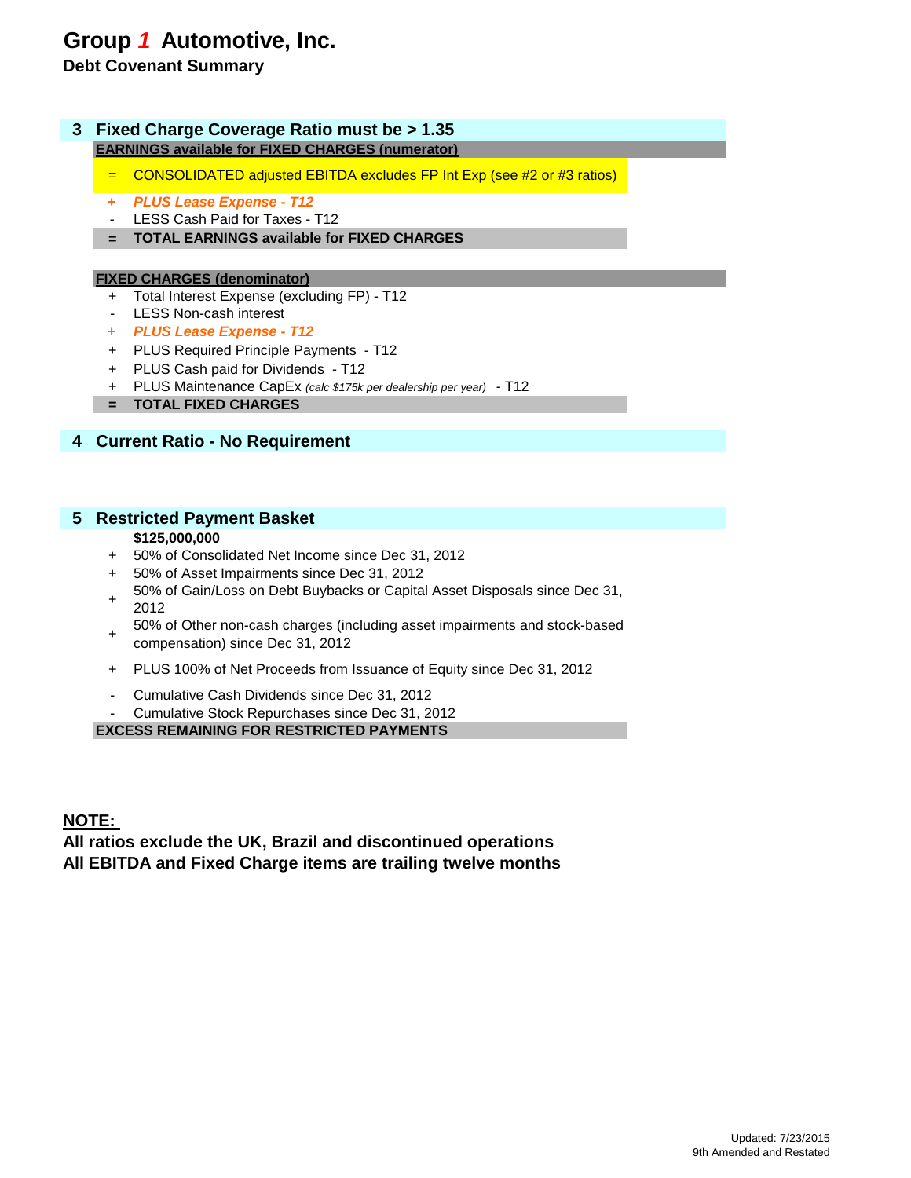# Group *1* Automotive, Inc.

**Debt Covenant Summary**

## 3 Fixed Charge Coverage Ratio must be > 1.35

**EARNINGS available for FIXED CHARGES (numerator)**

= CONSOLIDATED adjusted EBITDA excludes FP Int Exp (see #2 or #3 ratios)

+ *PLUS Lease Expense - T12*

- LESS Cash Paid for Taxes - T12

**= TOTAL EARNINGS available for FIXED CHARGES**

**FIXED CHARGES (denominator)**

+ Total Interest Expense (excluding FP) - T12

- LESS Non-cash interest

+ *PLUS Lease Expense - T12*

+ PLUS Required Principle Payments - T12

+ PLUS Cash paid for Dividends - T12

+ PLUS Maintenance CapEx *(calc $175k per dealership per year)* - T12

**= TOTAL FIXED CHARGES**

## 4 Current Ratio - No Requirement

## 5 Restricted Payment Basket

**$125,000,000**

+ 50% of Consolidated Net Income since Dec 31, 2012

+ 50% of Asset Impairments since Dec 31, 2012

+ 50% of Gain/Loss on Debt Buybacks or Capital Asset Disposals since Dec 31, 2012

+ 50% of Other non-cash charges (including asset impairments and stock-based compensation) since Dec 31, 2012

+ PLUS 100% of Net Proceeds from Issuance of Equity since Dec 31, 2012

- Cumulative Cash Dividends since Dec 31, 2012

- Cumulative Stock Repurchases since Dec 31, 2012

**EXCESS REMAINING FOR RESTRICTED PAYMENTS**

**NOTE:**

**All ratios exclude the UK, Brazil and discontinued operations**

**All EBITDA and Fixed Charge items are trailing twelve months**

Updated: 7/23/2015

9th Amended and Restated